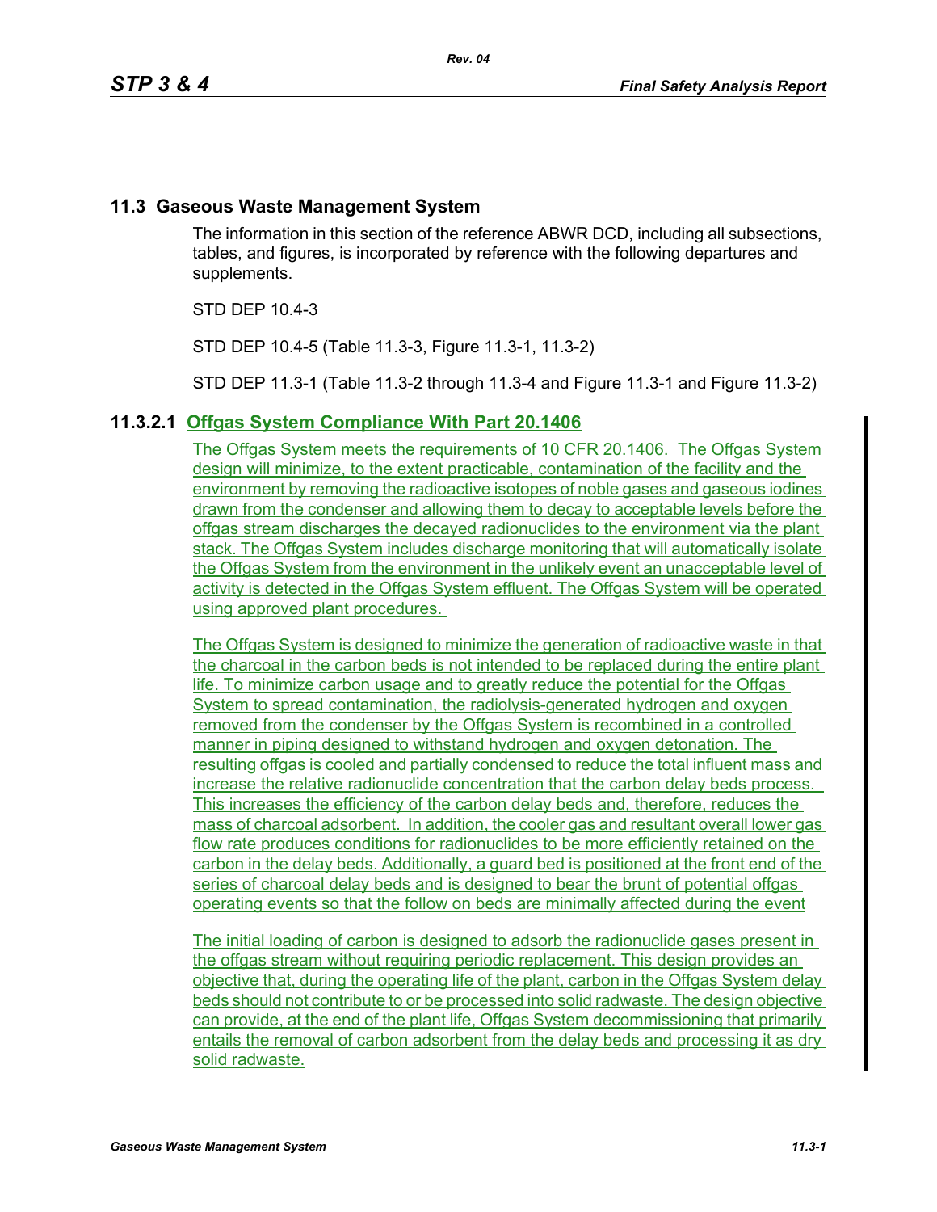## 11.3 Gaseous Waste Management System

The information in this section of the reference ABWR DCD, including all subsections, tables, and figures, is incorporated by reference with the following departures and supplements.

STD DEP 10.4-3

STD DEP 10.4-5 (Table 11.3-3, Figure 11.3-1, 11.3-2)

STD DEP 11.3-1 (Table 11.3-2 through 11.3-4 and Figure 11.3-1 and Figure 11.3-2)

### 11.3.2.1 Offgas System Compliance With Part 20.1406

The Offgas System meets the requirements of 10 CFR 20.1406. The Offgas System design will minimize, to the extent practicable, contamination of the facility and the environment by removing the radioactive isotopes of noble gases and gaseous iodines drawn from the condenser and allowing them to decay to acceptable levels before the offgas stream discharges the decayed radionuclides to the environment via the plant stack. The Offgas System includes discharge monitoring that will automatically isolate the Offgas System from the environment in the unlikely event an unacceptable level of activity is detected in the Offgas System effluent. The Offgas System will be operated using approved plant procedures.

The Offgas System is designed to minimize the generation of radioactive waste in that the charcoal in the carbon beds is not intended to be replaced during the entire plant life. To minimize carbon usage and to greatly reduce the potential for the Offgas System to spread contamination, the radiolysis-generated hydrogen and oxygen removed from the condenser by the Offgas System is recombined in a controlled manner in piping designed to withstand hydrogen and oxygen detonation. The resulting offgas is cooled and partially condensed to reduce the total influent mass and increase the relative radionuclide concentration that the carbon delay beds process. This increases the efficiency of the carbon delay beds and, therefore, reduces the mass of charcoal adsorbent. In addition, the cooler gas and resultant overall lower gas flow rate produces conditions for radionuclides to be more efficiently retained on the carbon in the delay beds. Additionally, a guard bed is positioned at the front end of the series of charcoal delay beds and is designed to bear the brunt of potential offgas operating events so that the follow on beds are minimally affected during the event

The initial loading of carbon is designed to adsorb the radionuclide gases present in the offgas stream without requiring periodic replacement. This design provides an objective that, during the operating life of the plant, carbon in the Offgas System delay beds should not contribute to or be processed into solid radwaste. The design objective can provide, at the end of the plant life, Offgas System decommissioning that primarily entails the removal of carbon adsorbent from the delay beds and processing it as dry solid radwaste.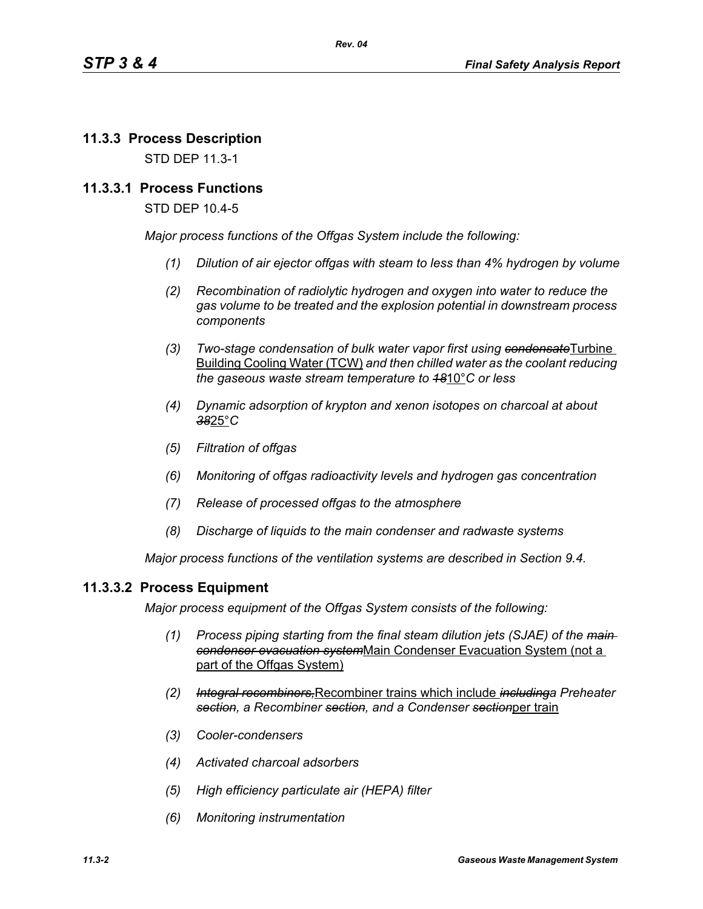## 11.3.3 Process Description

STD DEP 11.3-1

### 11.3.3.1 Process Functions

STD DEP 10.4-5

*Major process functions of the Offgas System include the following:*

1. *Dilution of air ejector offgas with steam to less than 4% hydrogen by volume*
2. *Recombination of radiolytic hydrogen and oxygen into water to reduce the gas volume to be treated and the explosion potential in downstream process components*
3. *Two-stage condensation of bulk water vapor first using ~~condensate~~*Turbine Building Cooling Water (TCW) *and then chilled water as the coolant reducing the gaseous waste stream temperature to ~~18~~*10°*C or less*
4. *Dynamic adsorption of krypton and xenon isotopes on charcoal at about ~~38~~*25°*C*
5. *Filtration of offgas*
6. *Monitoring of offgas radioactivity levels and hydrogen gas concentration*
7. *Release of processed offgas to the atmosphere*
8. *Discharge of liquids to the main condenser and radwaste systems*

*Major process functions of the ventilation systems are described in Section 9.4.*

### 11.3.3.2 Process Equipment

*Major process equipment of the Offgas System consists of the following:*

1. *Process piping starting from the final steam dilution jets (SJAE) of the ~~main condenser evacuation system~~*Main Condenser Evacuation System (not a part of the Offgas System)
2. *~~Integral recombiners,~~*Recombiner trains which include *~~including~~a Preheater ~~section~~, a Recombiner ~~section~~, and a Condenser ~~section~~*per train
3. *Cooler-condensers*
4. *Activated charcoal adsorbers*
5. *High efficiency particulate air (HEPA) filter*
6. *Monitoring instrumentation*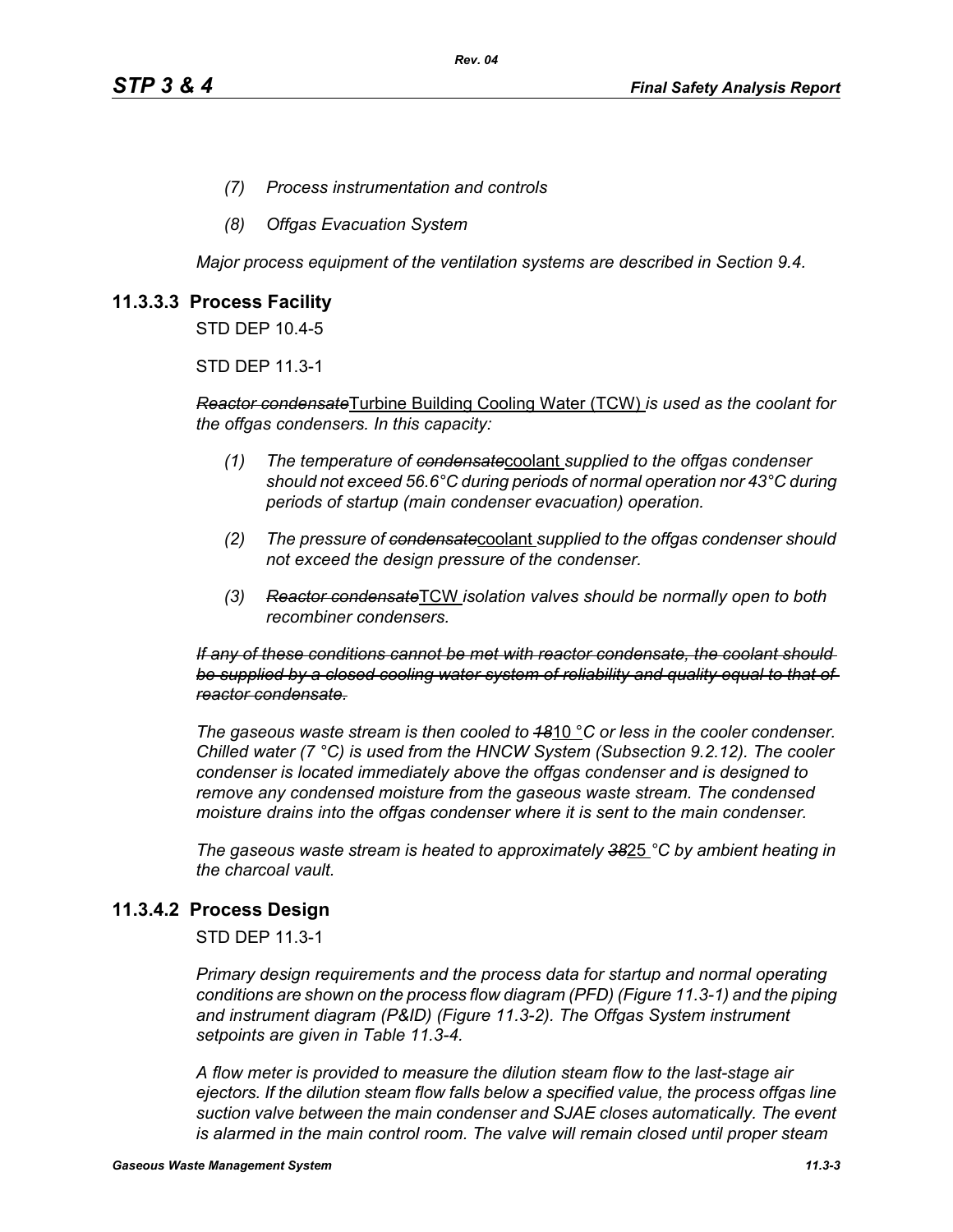- *(7) Process instrumentation and controls*
- *(8) Offgas Evacuation System*

*Major process equipment of the ventilation systems are described in Section 9.4.*

## 11.3.3.3 Process Facility

STD DEP 10.4-5

STD DEP 11.3-1

~~*Reactor condensate*~~<u>Turbine Building Cooling Water (TCW)</u> *is used as the coolant for the offgas condensers. In this capacity:*

- *(1) The temperature of* ~~*condensate*~~<u>coolant</u> *supplied to the offgas condenser should not exceed 56.6°C during periods of normal operation nor 43°C during periods of startup (main condenser evacuation) operation.*
- *(2) The pressure of* ~~*condensate*~~<u>coolant</u> *supplied to the offgas condenser should not exceed the design pressure of the condenser.*
- *(3)* ~~*Reactor condensate*~~<u>TCW</u> *isolation valves should be normally open to both recombiner condensers.*

~~*If any of these conditions cannot be met with reactor condensate, the coolant should be supplied by a closed cooling water system of reliability and quality equal to that of reactor condensate.*~~

*The gaseous waste stream is then cooled to* ~~*18*~~<u>10</u> *°C or less in the cooler condenser. Chilled water (7 °C) is used from the HNCW System (Subsection 9.2.12). The cooler condenser is located immediately above the offgas condenser and is designed to remove any condensed moisture from the gaseous waste stream. The condensed moisture drains into the offgas condenser where it is sent to the main condenser.*

*The gaseous waste stream is heated to approximately* ~~*38*~~<u>25</u> *°C by ambient heating in the charcoal vault.*

## 11.3.4.2 Process Design

STD DEP 11.3-1

*Primary design requirements and the process data for startup and normal operating conditions are shown on the process flow diagram (PFD) (Figure 11.3-1) and the piping and instrument diagram (P&ID) (Figure 11.3-2). The Offgas System instrument setpoints are given in Table 11.3-4.*

*A flow meter is provided to measure the dilution steam flow to the last-stage air ejectors. If the dilution steam flow falls below a specified value, the process offgas line suction valve between the main condenser and SJAE closes automatically. The event is alarmed in the main control room. The valve will remain closed until proper steam*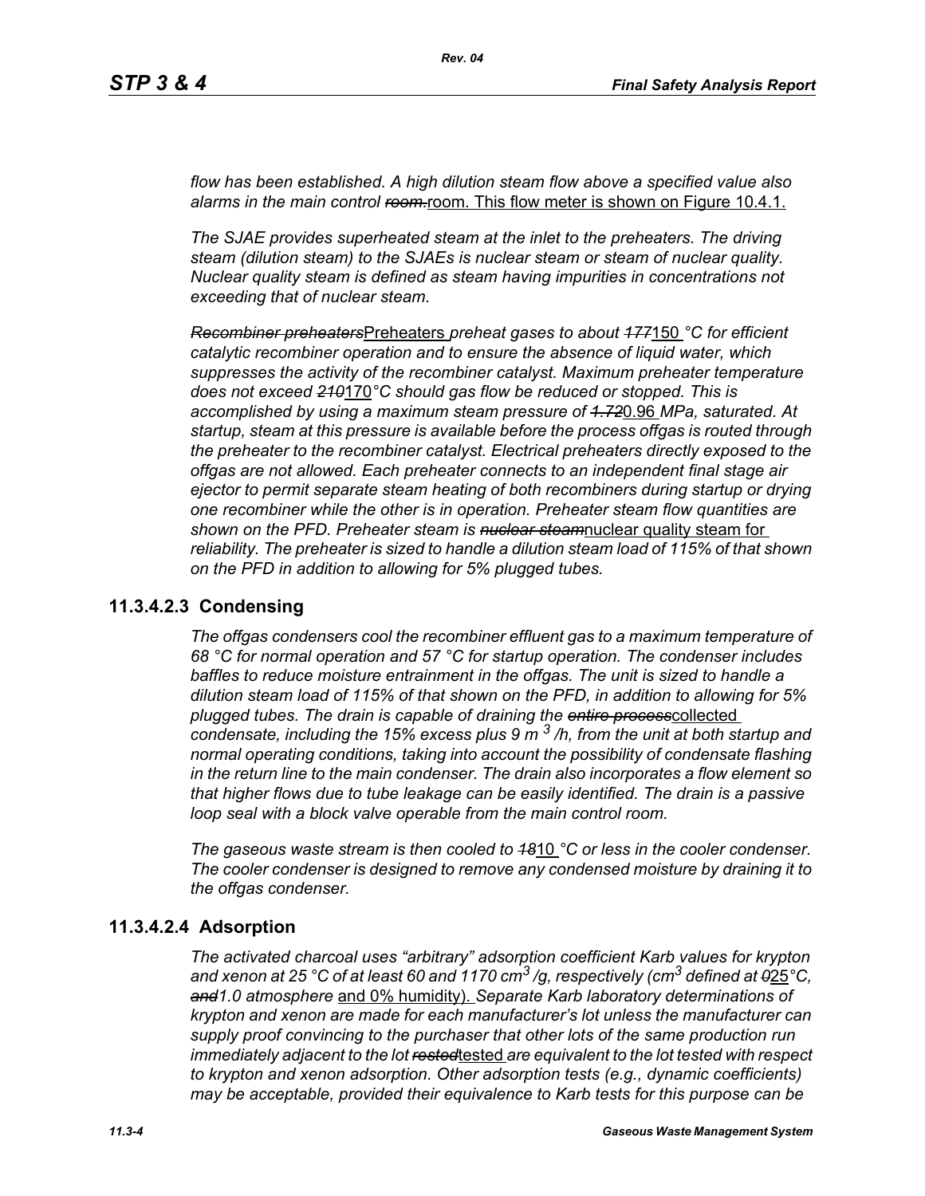*flow has been established. A high dilution steam flow above a specified value also alarms in the main control ~~room.~~*room. This flow meter is shown on Figure 10.4.1.

*The SJAE provides superheated steam at the inlet to the preheaters. The driving steam (dilution steam) to the SJAEs is nuclear steam or steam of nuclear quality. Nuclear quality steam is defined as steam having impurities in concentrations not exceeding that of nuclear steam.*

*~~Recombiner preheaters~~*Preheaters *preheat gases to about ~~177~~*150 *°C for efficient catalytic recombiner operation and to ensure the absence of liquid water, which suppresses the activity of the recombiner catalyst. Maximum preheater temperature does not exceed ~~210~~*170*°C should gas flow be reduced or stopped. This is accomplished by using a maximum steam pressure of ~~1.72~~*0.96 *MPa, saturated. At startup, steam at this pressure is available before the process offgas is routed through the preheater to the recombiner catalyst. Electrical preheaters directly exposed to the offgas are not allowed. Each preheater connects to an independent final stage air ejector to permit separate steam heating of both recombiners during startup or drying one recombiner while the other is in operation. Preheater steam flow quantities are shown on the PFD. Preheater steam is ~~nuclear steam~~*nuclear quality steam for *reliability. The preheater is sized to handle a dilution steam load of 115% of that shown on the PFD in addition to allowing for 5% plugged tubes.*

## 11.3.4.2.3 Condensing

*The offgas condensers cool the recombiner effluent gas to a maximum temperature of 68 °C for normal operation and 57 °C for startup operation. The condenser includes baffles to reduce moisture entrainment in the offgas. The unit is sized to handle a dilution steam load of 115% of that shown on the PFD, in addition to allowing for 5% plugged tubes. The drain is capable of draining the ~~entire process~~*collected *condensate, including the 15% excess plus 9 $m^3$/h, from the unit at both startup and normal operating conditions, taking into account the possibility of condensate flashing in the return line to the main condenser. The drain also incorporates a flow element so that higher flows due to tube leakage can be easily identified. The drain is a passive loop seal with a block valve operable from the main control room.*

*The gaseous waste stream is then cooled to ~~18~~*10 *°C or less in the cooler condenser. The cooler condenser is designed to remove any condensed moisture by draining it to the offgas condenser.*

## 11.3.4.2.4 Adsorption

*The activated charcoal uses "arbitrary" adsorption coefficient Karb values for krypton and xenon at 25 °C of at least 60 and 1170 $cm^3$/g, respectively ($cm^3$ defined at ~~0~~*25*°C, ~~and~~1.0 atmosphere* and 0% humidity). *Separate Karb laboratory determinations of krypton and xenon are made for each manufacturer's lot unless the manufacturer can supply proof convincing to the purchaser that other lots of the same production run immediately adjacent to the lot ~~rested~~*tested *are equivalent to the lot tested with respect to krypton and xenon adsorption. Other adsorption tests (e.g., dynamic coefficients) may be acceptable, provided their equivalence to Karb tests for this purpose can be*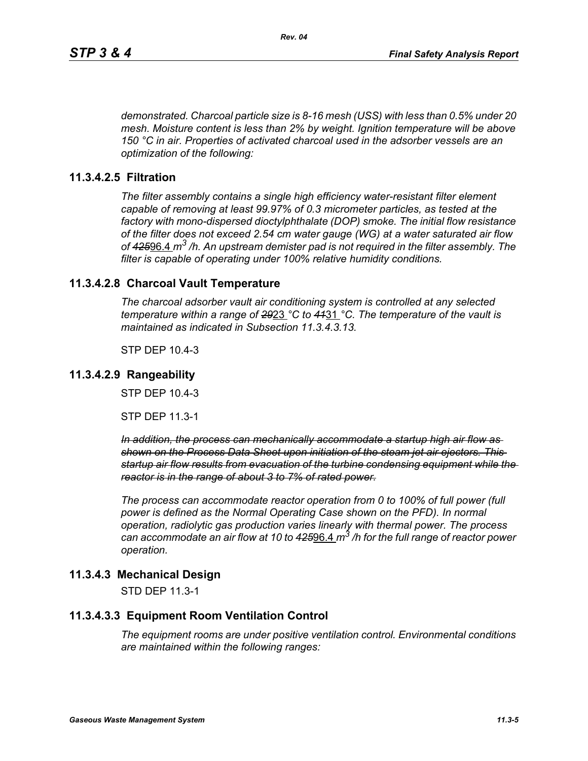*demonstrated. Charcoal particle size is 8-16 mesh (USS) with less than 0.5% under 20 mesh. Moisture content is less than 2% by weight. Ignition temperature will be above 150 °C in air. Properties of activated charcoal used in the adsorber vessels are an optimization of the following:*

## 11.3.4.2.5 Filtration

*The filter assembly contains a single high efficiency water-resistant filter element capable of removing at least 99.97% of 0.3 micrometer particles, as tested at the factory with mono-dispersed dioctylphthalate (DOP) smoke. The initial flow resistance of the filter does not exceed 2.54 cm water gauge (WG) at a water saturated air flow of ~~425~~96.4 $m^3$ /h. An upstream demister pad is not required in the filter assembly. The filter is capable of operating under 100% relative humidity conditions.*

## 11.3.4.2.8 Charcoal Vault Temperature

*The charcoal adsorber vault air conditioning system is controlled at any selected temperature within a range of ~~29~~23 °C to ~~41~~31 °C. The temperature of the vault is maintained as indicated in Subsection 11.3.4.3.13.*

STP DEP 10.4-3

## 11.3.4.2.9 Rangeability

STP DEP 10.4-3

STP DEP 11.3-1

~~*In addition, the process can mechanically accommodate a startup high air flow as shown on the Process Data Sheet upon initiation of the steam jet air ejectors. This startup air flow results from evacuation of the turbine condensing equipment while the reactor is in the range of about 3 to 7% of rated power.*~~

*The process can accommodate reactor operation from 0 to 100% of full power (full power is defined as the Normal Operating Case shown on the PFD). In normal operation, radiolytic gas production varies linearly with thermal power. The process can accommodate an air flow at 10 to ~~425~~96.4 $m^3$ /h for the full range of reactor power operation.*

## 11.3.4.3 Mechanical Design

STD DEP 11.3-1

## 11.3.4.3.3 Equipment Room Ventilation Control

*The equipment rooms are under positive ventilation control. Environmental conditions are maintained within the following ranges:*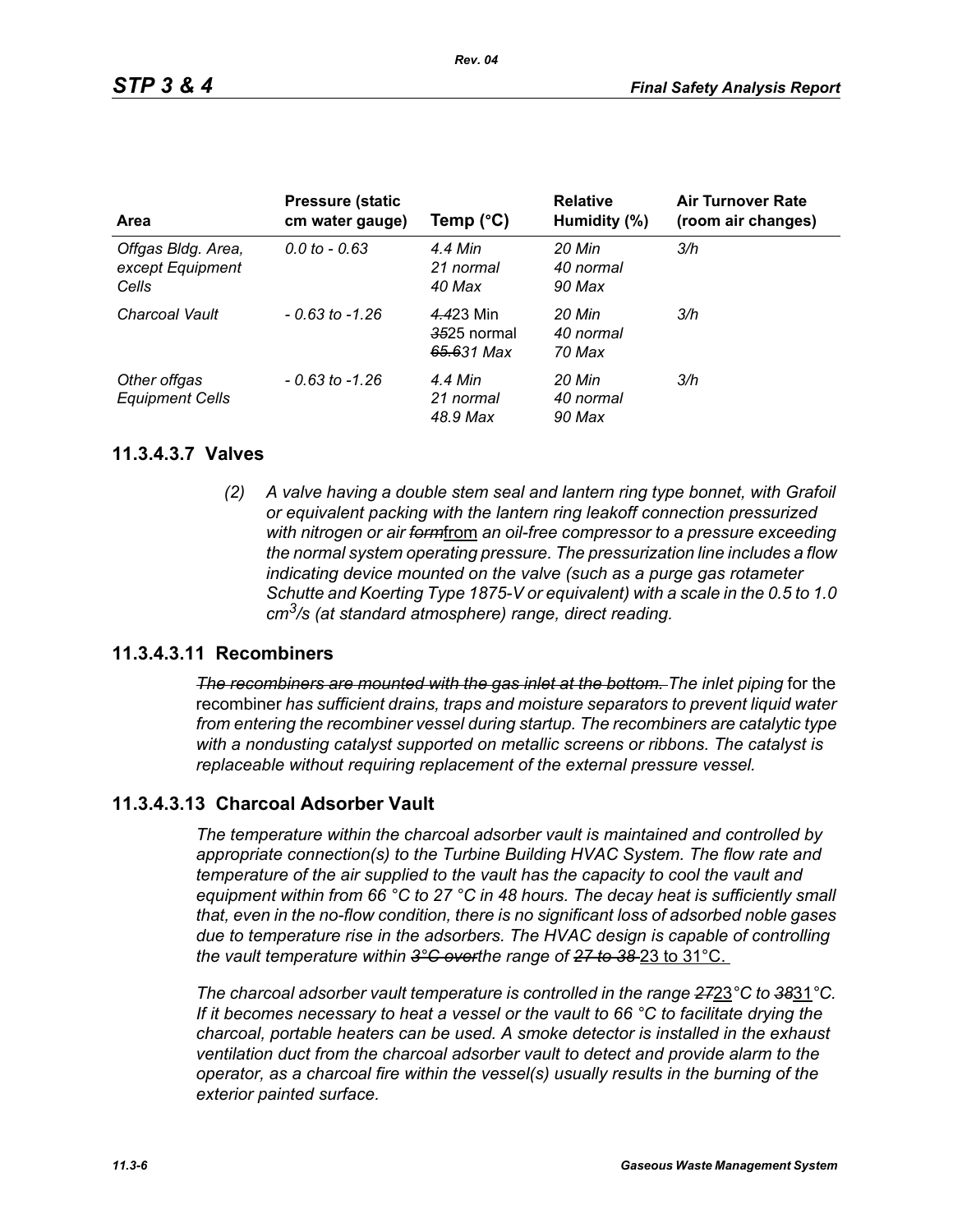| Area | Pressure (static cm water gauge) | Temp (°C) | Relative Humidity (%) | Air Turnover Rate (room air changes) |
|---|---|---|---|---|
| *Offgas Bldg. Area, except Equipment Cells* | *0.0 to - 0.63* | *4.4 Min 21 normal 40 Max* | *20 Min 40 normal 90 Max* | *3/h* |
| *Charcoal Vault* | *- 0.63 to -1.26* | ~~*4.4*~~23 Min ~~*35*~~25 normal ~~*65.6*~~31 *Max* | *20 Min 40 normal 70 Max* | *3/h* |
| *Other offgas Equipment Cells* | *- 0.63 to -1.26* | *4.4 Min 21 normal 48.9 Max* | *20 Min 40 normal 90 Max* | *3/h* |

## 11.3.4.3.7 Valves

*(2) A valve having a double stem seal and lantern ring type bonnet, with Grafoil or equivalent packing with the lantern ring leakoff connection pressurized with nitrogen or air* ~~*form*~~from *an oil-free compressor to a pressure exceeding the normal system operating pressure. The pressurization line includes a flow indicating device mounted on the valve (such as a purge gas rotameter Schutte and Koerting Type 1875-V or equivalent) with a scale in the 0.5 to 1.0* $cm^3/s$ *(at standard atmosphere) range, direct reading.*

## 11.3.4.3.11 Recombiners

~~*The recombiners are mounted with the gas inlet at the bottom.*~~ *The inlet piping* for the recombiner *has sufficient drains, traps and moisture separators to prevent liquid water from entering the recombiner vessel during startup. The recombiners are catalytic type with a nondusting catalyst supported on metallic screens or ribbons. The catalyst is replaceable without requiring replacement of the external pressure vessel.*

## 11.3.4.3.13 Charcoal Adsorber Vault

*The temperature within the charcoal adsorber vault is maintained and controlled by appropriate connection(s) to the Turbine Building HVAC System. The flow rate and temperature of the air supplied to the vault has the capacity to cool the vault and equipment within from 66 °C to 27 °C in 48 hours. The decay heat is sufficiently small that, even in the no-flow condition, there is no significant loss of adsorbed noble gases due to temperature rise in the adsorbers. The HVAC design is capable of controlling the vault temperature within* ~~*3°C over*~~*the range of* ~~*27 to 38*~~ 23 to 31°C.

*The charcoal adsorber vault temperature is controlled in the range* ~~*27*~~23*°C to* ~~*38*~~31*°C. If it becomes necessary to heat a vessel or the vault to 66 °C to facilitate drying the charcoal, portable heaters can be used. A smoke detector is installed in the exhaust ventilation duct from the charcoal adsorber vault to detect and provide alarm to the operator, as a charcoal fire within the vessel(s) usually results in the burning of the exterior painted surface.*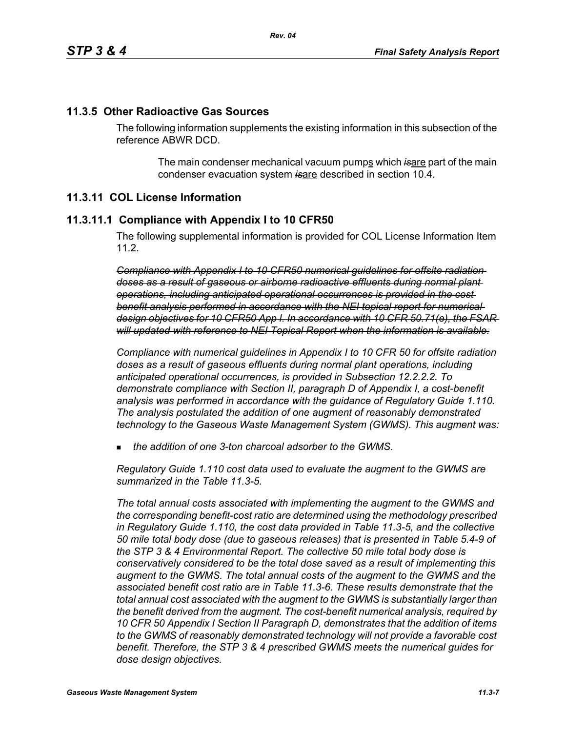## 11.3.5 Other Radioactive Gas Sources

The following information supplements the existing information in this subsection of the reference ABWR DCD.

> The main condenser mechanical vacuum pumps which ~~*is*~~are part of the main condenser evacuation system ~~*is*~~are described in section 10.4.

## 11.3.11 COL License Information

### 11.3.11.1 Compliance with Appendix I to 10 CFR50

The following supplemental information is provided for COL License Information Item 11.2.

~~*Compliance with Appendix I to 10 CFR50 numerical guidelines for offsite radiation doses as a result of gaseous or airborne radioactive effluents during normal plant operations, including anticipated operational occurrences is provided in the cost benefit analysis performed in accordance with the NEI topical report for numerical design objectives for 10 CFR50 App I. In accordance with 10 CFR 50.71(e), the FSAR will updated with reference to NEI Topical Report when the information is available.*~~

*Compliance with numerical guidelines in Appendix I to 10 CFR 50 for offsite radiation doses as a result of gaseous effluents during normal plant operations, including anticipated operational occurrences, is provided in Subsection 12.2.2.2. To demonstrate compliance with Section II, paragraph D of Appendix I, a cost-benefit analysis was performed in accordance with the guidance of Regulatory Guide 1.110. The analysis postulated the addition of one augment of reasonably demonstrated technology to the Gaseous Waste Management System (GWMS). This augment was:*

- *the addition of one 3-ton charcoal adsorber to the GWMS.*

*Regulatory Guide 1.110 cost data used to evaluate the augment to the GWMS are summarized in the Table 11.3-5.*

*The total annual costs associated with implementing the augment to the GWMS and the corresponding benefit-cost ratio are determined using the methodology prescribed in Regulatory Guide 1.110, the cost data provided in Table 11.3-5, and the collective 50 mile total body dose (due to gaseous releases) that is presented in Table 5.4-9 of the STP 3 & 4 Environmental Report. The collective 50 mile total body dose is conservatively considered to be the total dose saved as a result of implementing this augment to the GWMS. The total annual costs of the augment to the GWMS and the associated benefit cost ratio are in Table 11.3-6. These results demonstrate that the total annual cost associated with the augment to the GWMS is substantially larger than the benefit derived from the augment. The cost-benefit numerical analysis, required by 10 CFR 50 Appendix I Section II Paragraph D, demonstrates that the addition of items to the GWMS of reasonably demonstrated technology will not provide a favorable cost benefit. Therefore, the STP 3 & 4 prescribed GWMS meets the numerical guides for dose design objectives.*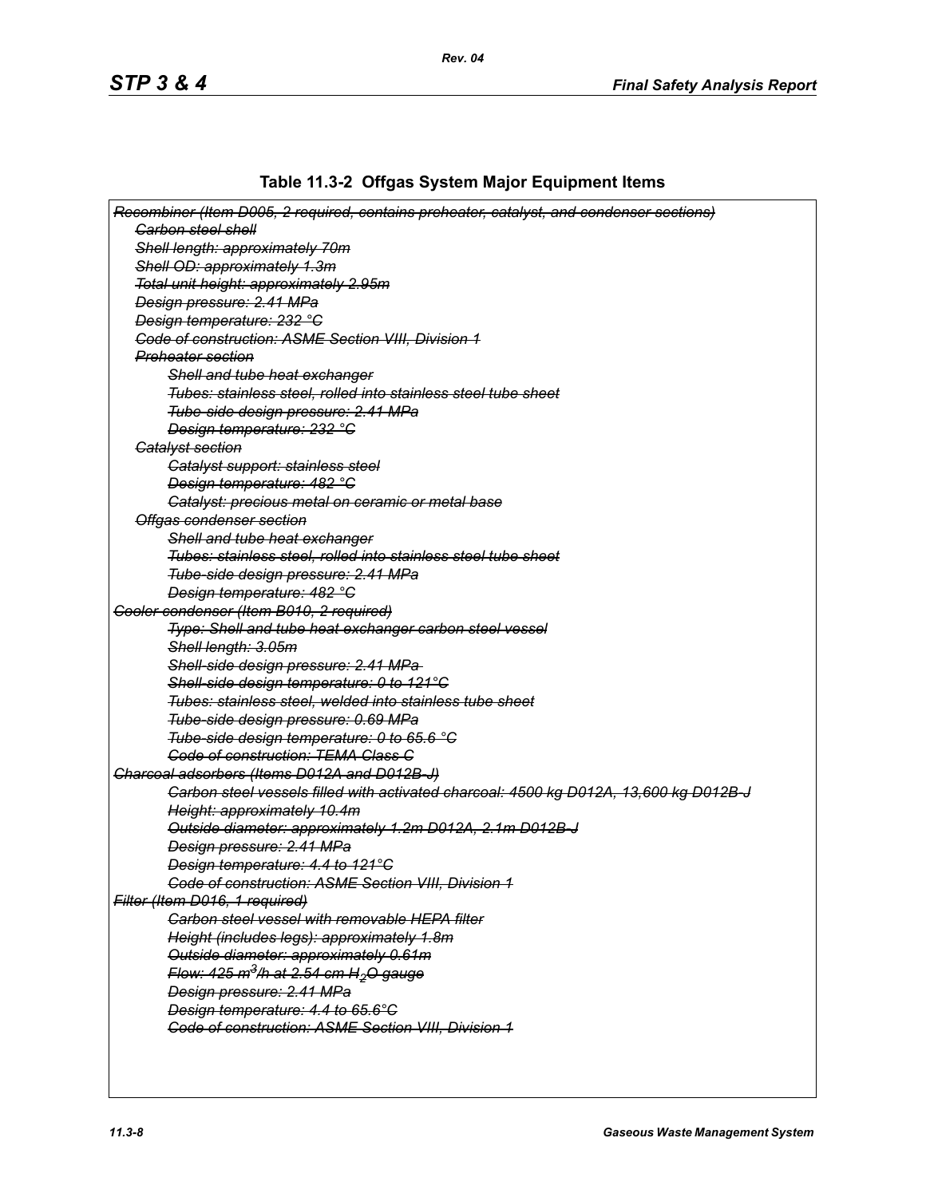**Table 11.3-2 Offgas System Major Equipment Items**

~~*Recombiner (Item D005, 2 required, contains preheater, catalyst, and condenser sections)*~~

- ~~*Carbon steel shell*~~
- ~~*Shell length: approximately 70m*~~
- ~~*Shell OD: approximately 1.3m*~~
- ~~*Total unit height: approximately 2.95m*~~
- ~~*Design pressure: 2.41 MPa*~~
- ~~*Design temperature: 232 °C*~~
- ~~*Code of construction: ASME Section VIII, Division 1*~~
- ~~*Preheater section*~~
  - ~~*Shell and tube heat exchanger*~~
  - ~~*Tubes: stainless steel, rolled into stainless steel tube sheet*~~
  - ~~*Tube-side design pressure: 2.41 MPa*~~
  - ~~*Design temperature: 232 °C*~~
- ~~*Catalyst section*~~
  - ~~*Catalyst support: stainless steel*~~
  - ~~*Design temperature: 482 °C*~~
  - ~~*Catalyst: precious metal on ceramic or metal base*~~
- ~~*Offgas condenser section*~~
  - ~~*Shell and tube heat exchanger*~~
  - ~~*Tubes: stainless steel, rolled into stainless steel tube sheet*~~
  - ~~*Tube-side design pressure: 2.41 MPa*~~
  - ~~*Design temperature: 482 °C*~~

~~*Cooler condenser (Item B010, 2 required)*~~

- ~~*Type: Shell and tube heat exchanger carbon steel vessel*~~
- ~~*Shell length: 3.05m*~~
- ~~*Shell-side design pressure: 2.41 MPa*~~
- ~~*Shell-side design temperature: 0 to 121°C*~~
- ~~*Tubes: stainless steel, welded into stainless tube sheet*~~
- ~~*Tube-side design pressure: 0.69 MPa*~~
- ~~*Tube-side design temperature: 0 to 65.6 °C*~~
- ~~*Code of construction: TEMA Class C*~~

~~*Charcoal adsorbers (Items D012A and D012B-J)*~~

- ~~*Carbon steel vessels filled with activated charcoal: 4500 kg D012A, 13,600 kg D012B-J*~~
- ~~*Height: approximately 10.4m*~~
- ~~*Outside diameter: approximately 1.2m D012A, 2.1m D012B-J*~~
- ~~*Design pressure: 2.41 MPa*~~
- ~~*Design temperature: 4.4 to 121°C*~~
- ~~*Code of construction: ASME Section VIII, Division 1*~~

~~*Filter (Item D016, 1 required)*~~

- ~~*Carbon steel vessel with removable HEPA filter*~~
- ~~*Height (includes legs): approximately 1.8m*~~
- ~~*Outside diameter: approximately 0.61m*~~
- ~~*Flow: 425 $m^3$/h at 2.54 cm $H_2O$ gauge*~~
- ~~*Design pressure: 2.41 MPa*~~
- ~~*Design temperature: 4.4 to 65.6°C*~~
- ~~*Code of construction: ASME Section VIII, Division 1*~~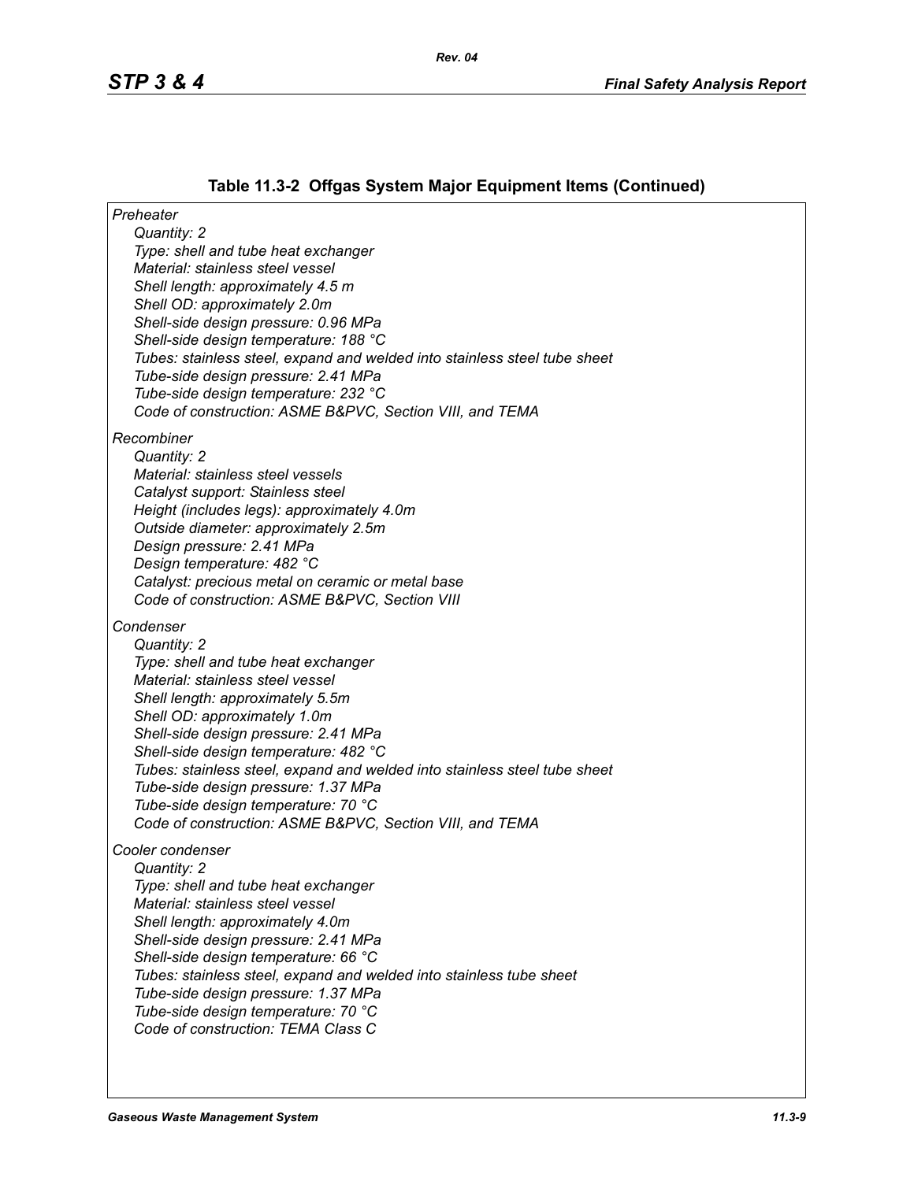## Table 11.3-2 Offgas System Major Equipment Items (Continued)

*Preheater*

*Quantity: 2*
*Type: shell and tube heat exchanger*
*Material: stainless steel vessel*
*Shell length: approximately 4.5 m*
*Shell OD: approximately 2.0m*
*Shell-side design pressure: 0.96 MPa*
*Shell-side design temperature: 188 °C*
*Tubes: stainless steel, expand and welded into stainless steel tube sheet*
*Tube-side design pressure: 2.41 MPa*
*Tube-side design temperature: 232 °C*
*Code of construction: ASME B&PVC, Section VIII, and TEMA*

*Recombiner*

*Quantity: 2*
*Material: stainless steel vessels*
*Catalyst support: Stainless steel*
*Height (includes legs): approximately 4.0m*
*Outside diameter: approximately 2.5m*
*Design pressure: 2.41 MPa*
*Design temperature: 482 °C*
*Catalyst: precious metal on ceramic or metal base*
*Code of construction: ASME B&PVC, Section VIII*

*Condenser*

*Quantity: 2*
*Type: shell and tube heat exchanger*
*Material: stainless steel vessel*
*Shell length: approximately 5.5m*
*Shell OD: approximately 1.0m*
*Shell-side design pressure: 2.41 MPa*
*Shell-side design temperature: 482 °C*
*Tubes: stainless steel, expand and welded into stainless steel tube sheet*
*Tube-side design pressure: 1.37 MPa*
*Tube-side design temperature: 70 °C*
*Code of construction: ASME B&PVC, Section VIII, and TEMA*

*Cooler condenser*

*Quantity: 2*
*Type: shell and tube heat exchanger*
*Material: stainless steel vessel*
*Shell length: approximately 4.0m*
*Shell-side design pressure: 2.41 MPa*
*Shell-side design temperature: 66 °C*
*Tubes: stainless steel, expand and welded into stainless tube sheet*
*Tube-side design pressure: 1.37 MPa*
*Tube-side design temperature: 70 °C*
*Code of construction: TEMA Class C*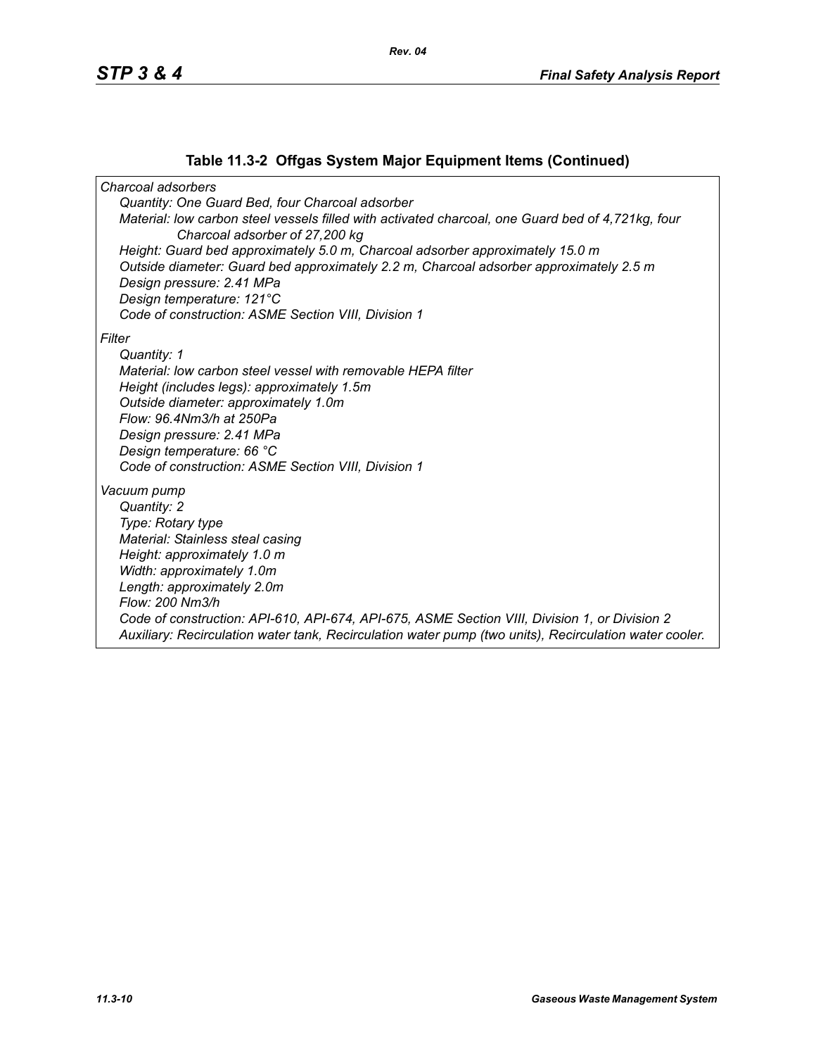**Table 11.3-2 Offgas System Major Equipment Items (Continued)**

*Charcoal adsorbers*

*Quantity: One Guard Bed, four Charcoal adsorber*

*Material: low carbon steel vessels filled with activated charcoal, one Guard bed of 4,721kg, four Charcoal adsorber of 27,200 kg*

*Height: Guard bed approximately 5.0 m, Charcoal adsorber approximately 15.0 m*

*Outside diameter: Guard bed approximately 2.2 m, Charcoal adsorber approximately 2.5 m*

*Design pressure: 2.41 MPa*

*Design temperature: 121°C*

*Code of construction: ASME Section VIII, Division 1*

*Filter*

*Quantity: 1*

*Material: low carbon steel vessel with removable HEPA filter*

*Height (includes legs): approximately 1.5m*

*Outside diameter: approximately 1.0m*

*Flow: 96.4Nm3/h at 250Pa*

*Design pressure: 2.41 MPa*

*Design temperature: 66 °C*

*Code of construction: ASME Section VIII, Division 1*

*Vacuum pump*

*Quantity: 2*

*Type: Rotary type*

*Material: Stainless steal casing*

*Height: approximately 1.0 m*

*Width: approximately 1.0m*

*Length: approximately 2.0m*

*Flow: 200 Nm3/h*

*Code of construction: API-610, API-674, API-675, ASME Section VIII, Division 1, or Division 2*

*Auxiliary: Recirculation water tank, Recirculation water pump (two units), Recirculation water cooler.*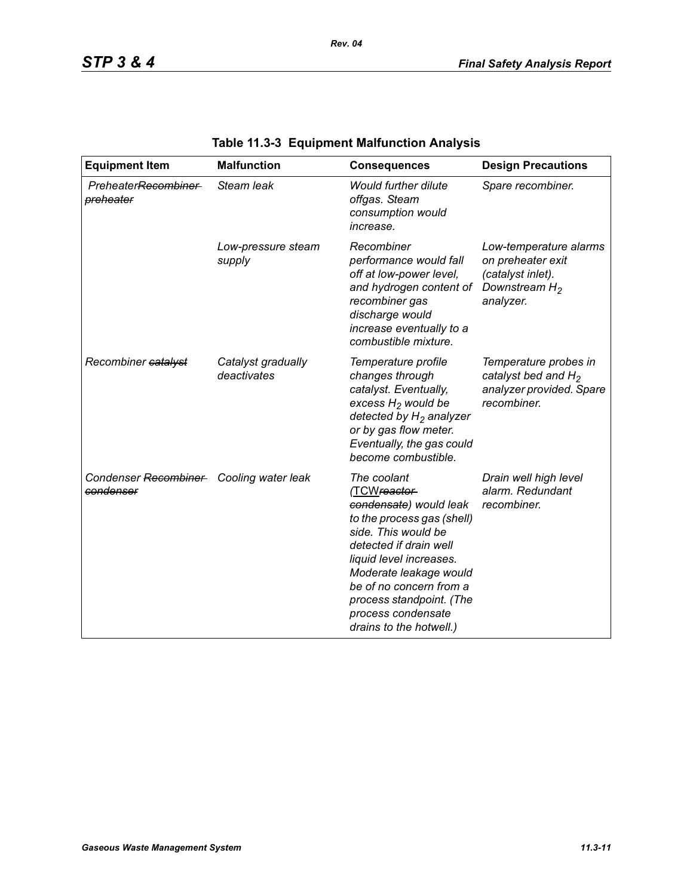**Table 11.3-3 Equipment Malfunction Analysis**

| Equipment Item | Malfunction | Consequences | Design Precautions |
|---|---|---|---|
| *Preheater~~Recombiner preheater~~* | *Steam leak* | *Would further dilute offgas. Steam consumption would increase.* | *Spare recombiner.* |
| | *Low-pressure steam supply* | *Recombiner performance would fall off at low-power level, and hydrogen content of recombiner gas discharge would increase eventually to a combustible mixture.* | *Low-temperature alarms on preheater exit (catalyst inlet). Downstream $H_2$ analyzer.* |
| *Recombiner ~~catalyst~~* | *Catalyst gradually deactivates* | *Temperature profile changes through catalyst. Eventually, excess $H_2$ would be detected by $H_2$ analyzer or by gas flow meter. Eventually, the gas could become combustible.* | *Temperature probes in catalyst bed and $H_2$ analyzer provided. Spare recombiner.* |
| *Condenser ~~Recombiner condenser~~* | *Cooling water leak* | *The coolant (TCW~~reactor condensate~~) would leak to the process gas (shell) side. This would be detected if drain well liquid level increases. Moderate leakage would be of no concern from a process standpoint. (The process condensate drains to the hotwell.)* | *Drain well high level alarm. Redundant recombiner.* |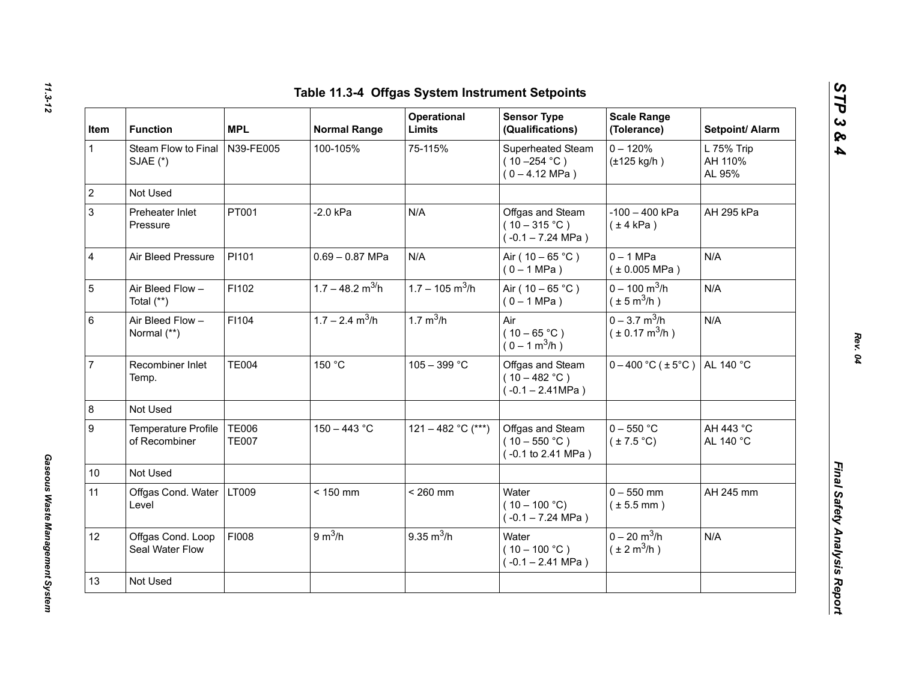# Table 11.3-4 Offgas System Instrument Setpoints

| Item | Function | MPL | Normal Range | Operational Limits | Sensor Type (Qualifications) | Scale Range (Tolerance) | Setpoint/ Alarm |
|---|---|---|---|---|---|---|---|
| 1 | Steam Flow to Final SJAE (*) | N39-FE005 | 100-105% | 75-115% | Superheated Steam ( 10 –254 °C ) ( 0 – 4.12 MPa ) | 0 – 120% (±125 kg/h ) | L 75% Trip AH 110% AL 95% |
| 2 | Not Used | | | | | | |
| 3 | Preheater Inlet Pressure | PT001 | -2.0 kPa | N/A | Offgas and Steam ( 10 – 315 °C ) ( -0.1 – 7.24 MPa ) | -100 – 400 kPa ( ± 4 kPa ) | AH 295 kPa |
| 4 | Air Bleed Pressure | PI101 | 0.69 – 0.87 MPa | N/A | Air ( 10 – 65 °C ) ( 0 – 1 MPa ) | 0 – 1 MPa ( ± 0.005 MPa ) | N/A |
| 5 | Air Bleed Flow – Total (**) | FI102 | 1.7 – 48.2 $m^3$/h | 1.7 – 105 $m^3$/h | Air ( 10 – 65 °C ) ( 0 – 1 MPa ) | 0 – 100 $m^3$/h ( ± 5 $m^3$/h ) | N/A |
| 6 | Air Bleed Flow – Normal (**) | FI104 | 1.7 – 2.4 $m^3$/h | 1.7 $m^3$/h | Air ( 10 – 65 °C ) ( 0 – 1 $m^3$/h ) | 0 – 3.7 $m^3$/h ( ± 0.17 $m^3$/h ) | N/A |
| 7 | Recombiner Inlet Temp. | TE004 | 150 °C | 105 – 399 °C | Offgas and Steam ( 10 – 482 °C ) ( -0.1 – 2.41MPa ) | 0 – 400 °C ( ± 5°C ) | AL 140 °C |
| 8 | Not Used | | | | | | |
| 9 | Temperature Profile of Recombiner | TE006 TE007 | 150 – 443 °C | 121 – 482 °C (***) | Offgas and Steam ( 10 – 550 °C ) ( -0.1 to 2.41 MPa ) | 0 – 550 °C ( ± 7.5 °C) | AH 443 °C AL 140 °C |
| 10 | Not Used | | | | | | |
| 11 | Offgas Cond. Water Level | LT009 | < 150 mm | < 260 mm | Water ( 10 – 100 °C) ( -0.1 – 7.24 MPa ) | 0 – 550 mm ( ± 5.5 mm ) | AH 245 mm |
| 12 | Offgas Cond. Loop Seal Water Flow | FI008 | 9 $m^3$/h | 9.35 $m^3$/h | Water ( 10 – 100 °C ) ( -0.1 – 2.41 MPa ) | 0 – 20 $m^3$/h ( ± 2 $m^3$/h ) | N/A |
| 13 | Not Used | | | | | | |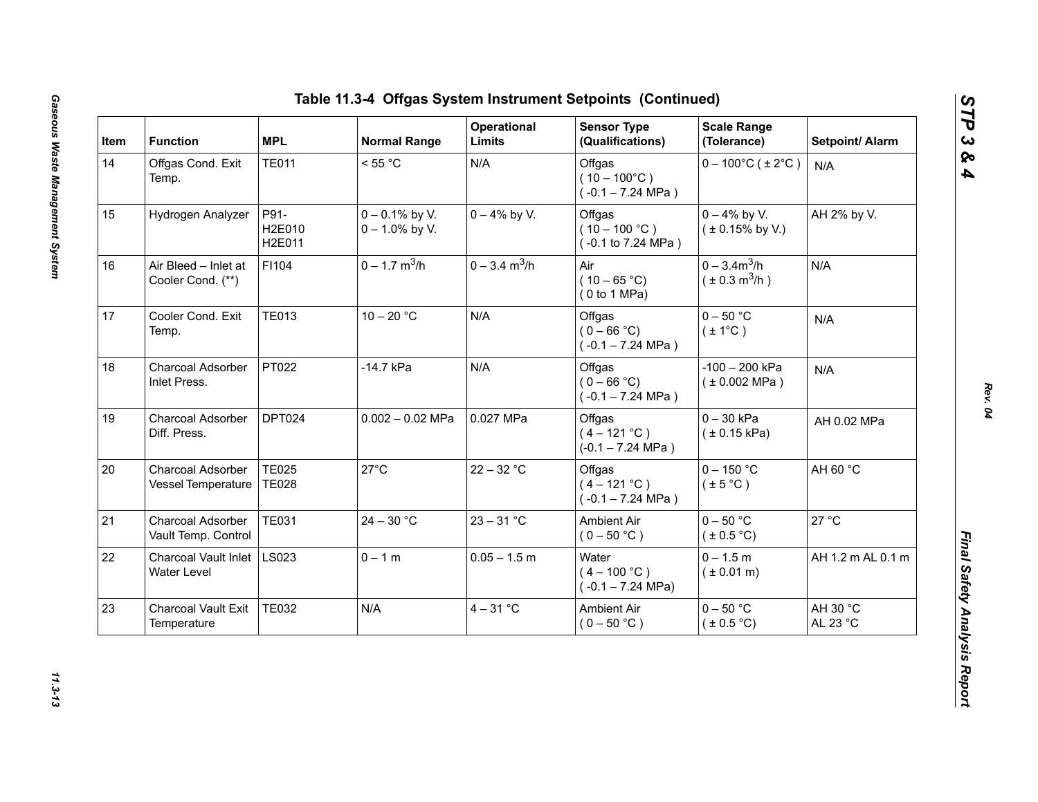## Table 11.3-4 Offgas System Instrument Setpoints (Continued)

| Item | Function | MPL | Normal Range | Operational Limits | Sensor Type (Qualifications) | Scale Range (Tolerance) | Setpoint/ Alarm |
|---|---|---|---|---|---|---|---|
| 14 | Offgas Cond. Exit Temp. | TE011 | < 55 °C | N/A | Offgas ( 10 – 100°C ) ( -0.1 – 7.24 MPa ) | 0 – 100°C ( ± 2°C ) | N/A |
| 15 | Hydrogen Analyzer | P91- H2E010 H2E011 | 0 – 0.1% by V. 0 – 1.0% by V. | 0 – 4% by V. | Offgas ( 10 – 100 °C ) ( -0.1 to 7.24 MPa ) | 0 – 4% by V. ( ± 0.15% by V.) | AH 2% by V. |
| 16 | Air Bleed – Inlet at Cooler Cond. (**) | FI104 | 0 – 1.7 $m^3/h$ | 0 – 3.4 $m^3/h$ | Air ( 10 – 65 °C) ( 0 to 1 MPa) | 0 – 3.4$m^3/h$ ( ± 0.3 $m^3/h$ ) | N/A |
| 17 | Cooler Cond. Exit Temp. | TE013 | 10 – 20 °C | N/A | Offgas ( 0 – 66 °C) ( -0.1 – 7.24 MPa ) | 0 – 50 °C ( ± 1°C ) | N/A |
| 18 | Charcoal Adsorber Inlet Press. | PT022 | -14.7 kPa | N/A | Offgas ( 0 – 66 °C) ( -0.1 – 7.24 MPa ) | -100 – 200 kPa ( ± 0.002 MPa ) | N/A |
| 19 | Charcoal Adsorber Diff. Press. | DPT024 | 0.002 – 0.02 MPa | 0.027 MPa | Offgas ( 4 – 121 °C ) (-0.1 – 7.24 MPa ) | 0 – 30 kPa ( ± 0.15 kPa) | AH 0.02 MPa |
| 20 | Charcoal Adsorber Vessel Temperature | TE025 TE028 | 27°C | 22 – 32 °C | Offgas ( 4 – 121 °C ) ( -0.1 – 7.24 MPa ) | 0 – 150 °C ( ± 5 °C ) | AH 60 °C |
| 21 | Charcoal Adsorber Vault Temp. Control | TE031 | 24 – 30 °C | 23 – 31 °C | Ambient Air ( 0 – 50 °C ) | 0 – 50 °C ( ± 0.5 °C) | 27 °C |
| 22 | Charcoal Vault Inlet Water Level | LS023 | 0 – 1 m | 0.05 – 1.5 m | Water ( 4 – 100 °C ) ( -0.1 – 7.24 MPa) | 0 – 1.5 m ( ± 0.01 m) | AH 1.2 m AL 0.1 m |
| 23 | Charcoal Vault Exit Temperature | TE032 | N/A | 4 – 31 °C | Ambient Air ( 0 – 50 °C ) | 0 – 50 °C ( ± 0.5 °C) | AH 30 °C AL 23 °C |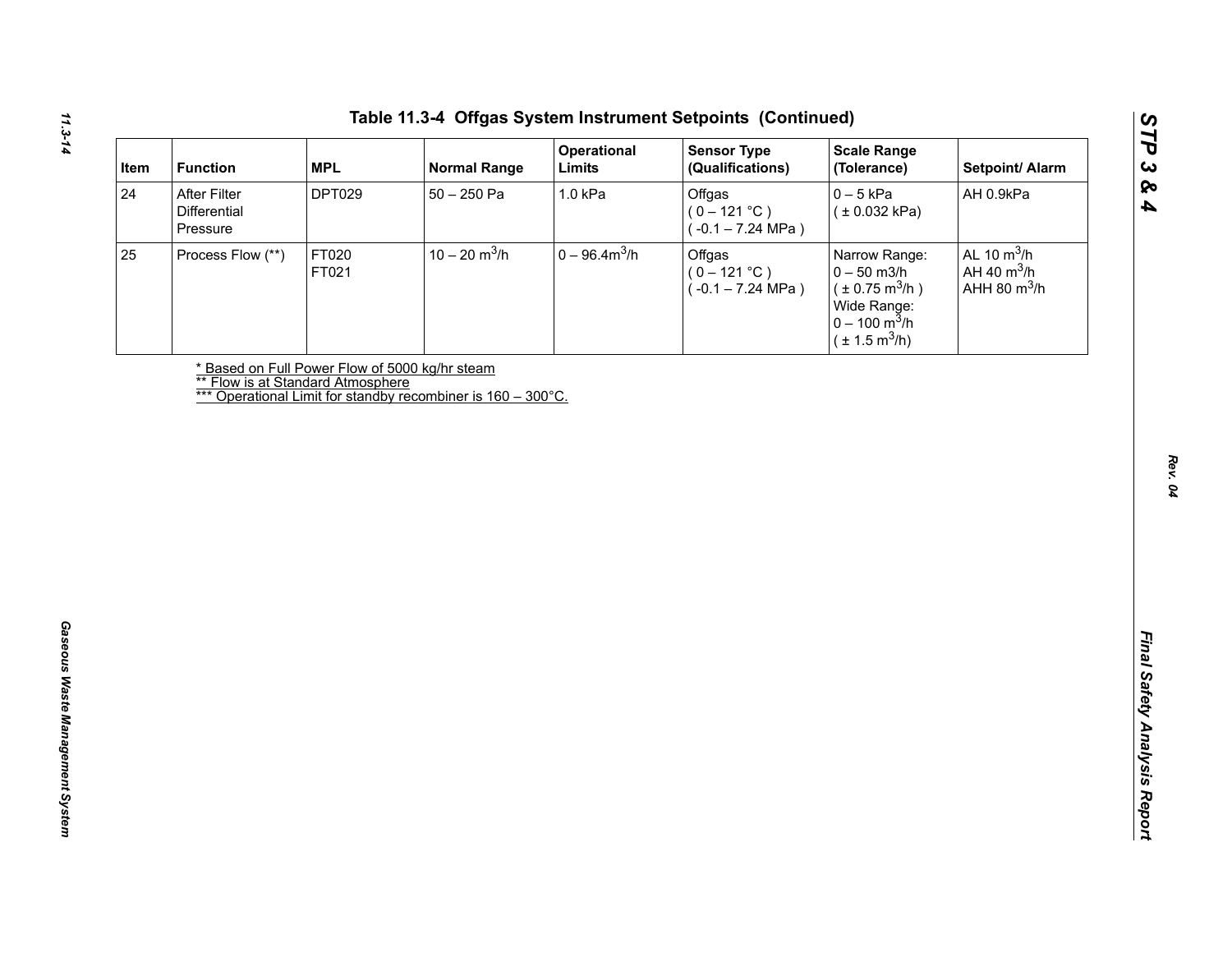## Table 11.3-4 Offgas System Instrument Setpoints (Continued)

| Item | Function | MPL | Normal Range | Operational Limits | Sensor Type (Qualifications) | Scale Range (Tolerance) | Setpoint/ Alarm |
|---|---|---|---|---|---|---|---|
| 24 | After Filter Differential Pressure | DPT029 | 50 – 250 Pa | 1.0 kPa | Offgas ( 0 – 121 °C ) ( -0.1 – 7.24 MPa ) | 0 – 5 kPa ( ± 0.032 kPa) | AH 0.9kPa |
| 25 | Process Flow (**) | FT020 FT021 | 10 – 20 $m^3/h$ | 0 – 96.4$m^3/h$ | Offgas ( 0 – 121 °C ) ( -0.1 – 7.24 MPa ) | Narrow Range: 0 – 50 m3/h ( ± 0.75 $m^3/h$ ) Wide Range: 0 – 100 $m^3/h$ ( ± 1.5 $m^3/h$) | AL 10 $m^3/h$ AH 40 $m^3/h$ AHH 80 $m^3/h$ |

* Based on Full Power Flow of 5000 kg/hr steam
** Flow is at Standard Atmosphere
*** Operational Limit for standby recombiner is 160 – 300°C.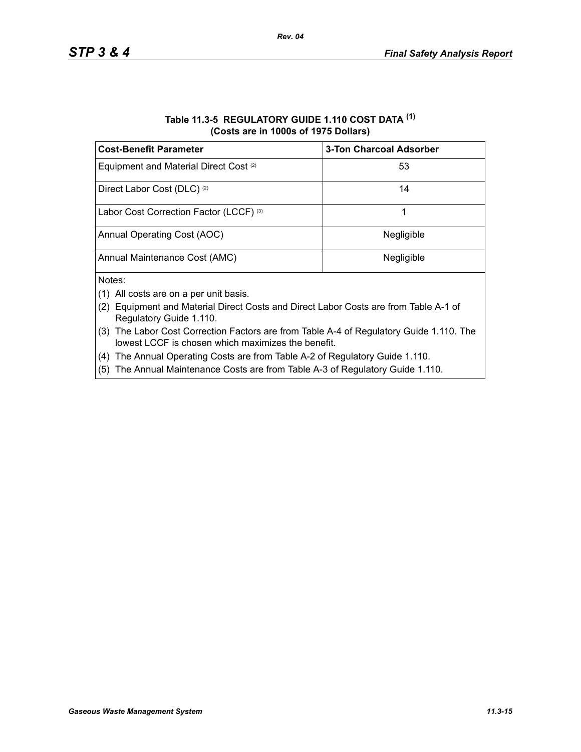**Table 11.3-5 REGULATORY GUIDE 1.110 COST DATA [(1)]**
**(Costs are in 1000s of 1975 Dollars)**

| Cost-Benefit Parameter | 3-Ton Charcoal Adsorber |
|---|---|
| Equipment and Material Direct Cost [(2)] | 53 |
| Direct Labor Cost (DLC) [(2)] | 14 |
| Labor Cost Correction Factor (LCCF) [(3)] | 1 |
| Annual Operating Cost (AOC) | Negligible |
| Annual Maintenance Cost (AMC) | Negligible |

Notes:

(1) All costs are on a per unit basis.

(2) Equipment and Material Direct Costs and Direct Labor Costs are from Table A-1 of Regulatory Guide 1.110.

(3) The Labor Cost Correction Factors are from Table A-4 of Regulatory Guide 1.110. The lowest LCCF is chosen which maximizes the benefit.

(4) The Annual Operating Costs are from Table A-2 of Regulatory Guide 1.110.

(5) The Annual Maintenance Costs are from Table A-3 of Regulatory Guide 1.110.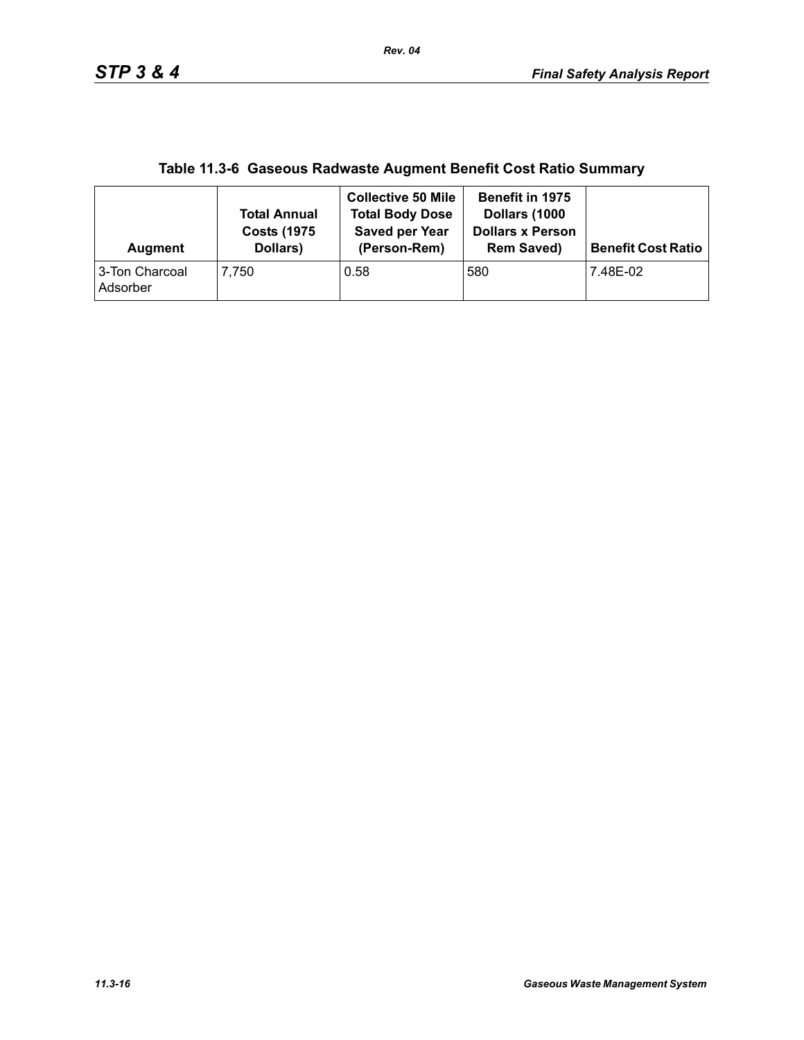## Table 11.3-6 Gaseous Radwaste Augment Benefit Cost Ratio Summary

| Augment | Total Annual Costs (1975 Dollars) | Collective 50 Mile Total Body Dose Saved per Year (Person-Rem) | Benefit in 1975 Dollars (1000 Dollars x Person Rem Saved) | Benefit Cost Ratio |
|---|---|---|---|---|
| 3-Ton Charcoal Adsorber | 7,750 | 0.58 | 580 | 7.48E-02 |